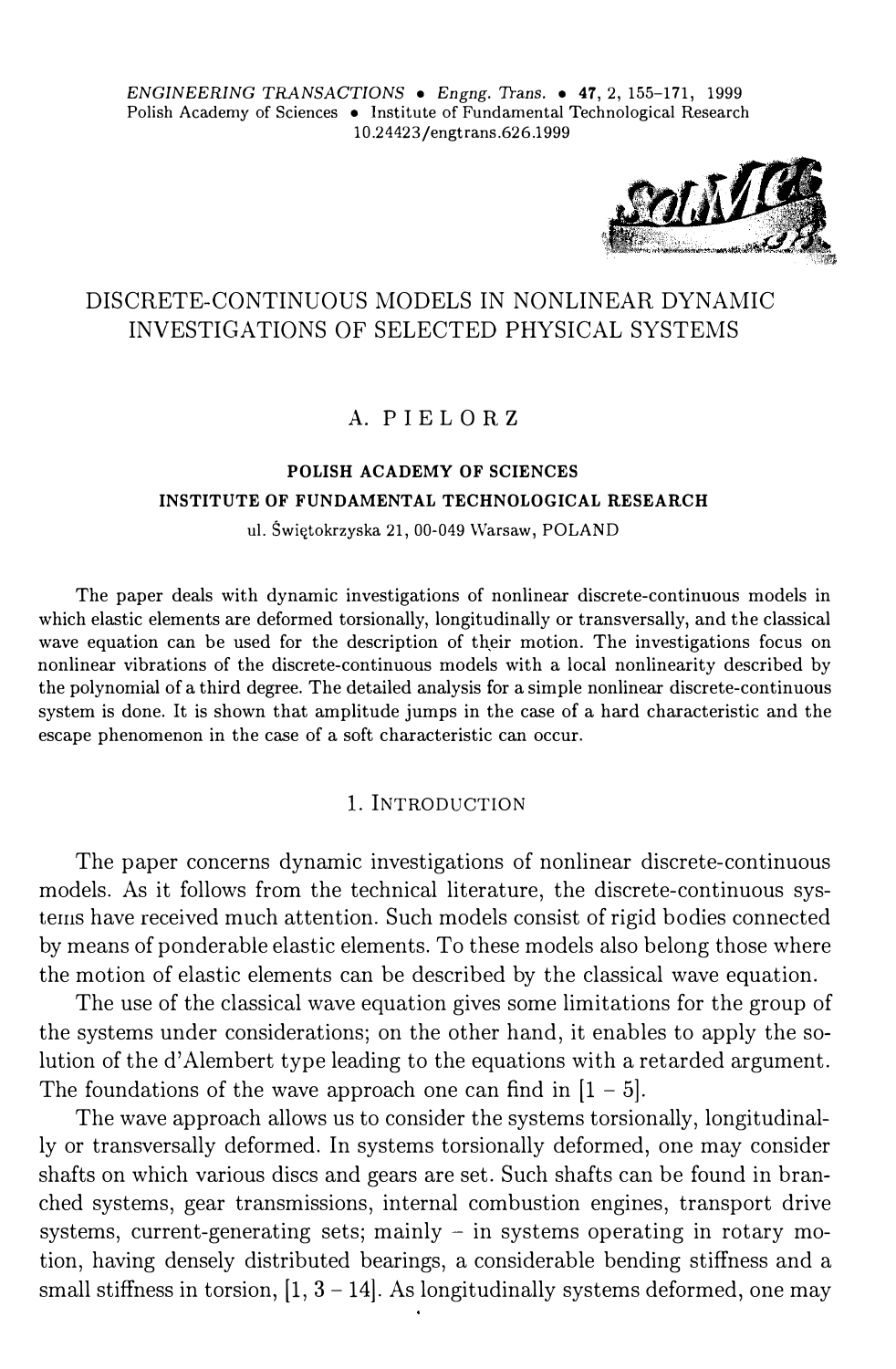# DISCRETE-CONTINUOUS MODELS IN NONLINEAR DYNAMIC INVESTIGATIONS OF SELECTED PHYSICAL SYSTEMS

## A. PIELORZ

**POLISH ACADEMY OF SCIENCES**
**INSTITUTE OF FUNDAMENTAL TECHNOLOGICAL RESEARCH**
ul. Świętokrzyska 21, 00-049 Warsaw, POLAND

The paper deals with dynamic investigations of nonlinear discrete-continuous models in which elastic elements are deformed torsionally, longitudinally or transversally, and the classical wave equation can be used for the description of their motion. The investigations focus on nonlinear vibrations of the discrete-continuous models with a local nonlinearity described by the polynomial of a third degree. The detailed analysis for a simple nonlinear discrete-continuous system is done. It is shown that amplitude jumps in the case of a hard characteristic and the escape phenomenon in the case of a soft characteristic can occur.

## 1. Introduction

The paper concerns dynamic investigations of nonlinear discrete-continuous models. As it follows from the technical literature, the discrete-continuous systems have received much attention. Such models consist of rigid bodies connected by means of ponderable elastic elements. To these models also belong those where the motion of elastic elements can be described by the classical wave equation.

The use of the classical wave equation gives some limitations for the group of the systems under considerations; on the other hand, it enables to apply the solution of the d'Alembert type leading to the equations with a retarded argument. The foundations of the wave approach one can find in [1 – 5].

The wave approach allows us to consider the systems torsionally, longitudinally or transversally deformed. In systems torsionally deformed, one may consider shafts on which various discs and gears are set. Such shafts can be found in branched systems, gear transmissions, internal combustion engines, transport drive systems, current-generating sets; mainly – in systems operating in rotary motion, having densely distributed bearings, a considerable bending stiffness and a small stiffness in torsion, [1, 3 – 14]. As longitudinally systems deformed, one may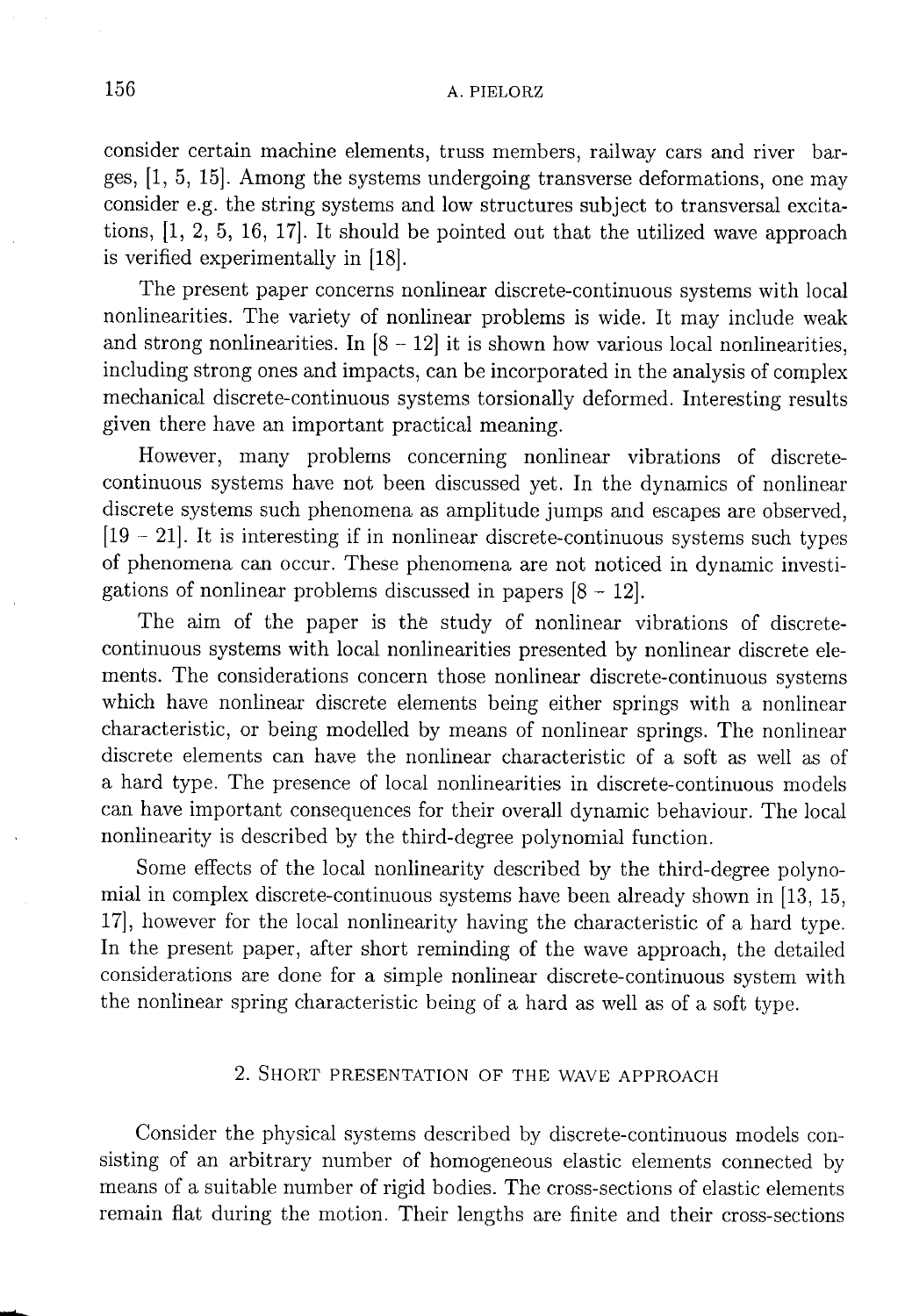consider certain machine elements, truss members, railway cars and river barges, [1, 5, 15]. Among the systems undergoing transverse deformations, one may consider e.g. the string systems and low structures subject to transversal excitations, [1, 2, 5, 16, 17]. It should be pointed out that the utilized wave approach is verified experimentally in [18].

The present paper concerns nonlinear discrete-continuous systems with local nonlinearities. The variety of nonlinear problems is wide. It may include weak and strong nonlinearities. In [8 – 12] it is shown how various local nonlinearities, including strong ones and impacts, can be incorporated in the analysis of complex mechanical discrete-continuous systems torsionally deformed. Interesting results given there have an important practical meaning.

However, many problems concerning nonlinear vibrations of discrete-continuous systems have not been discussed yet. In the dynamics of nonlinear discrete systems such phenomena as amplitude jumps and escapes are observed, [19 – 21]. It is interesting if in nonlinear discrete-continuous systems such types of phenomena can occur. These phenomena are not noticed in dynamic investigations of nonlinear problems discussed in papers [8 – 12].

The aim of the paper is the study of nonlinear vibrations of discrete-continuous systems with local nonlinearities presented by nonlinear discrete elements. The considerations concern those nonlinear discrete-continuous systems which have nonlinear discrete elements being either springs with a nonlinear characteristic, or being modelled by means of nonlinear springs. The nonlinear discrete elements can have the nonlinear characteristic of a soft as well as of a hard type. The presence of local nonlinearities in discrete-continuous models can have important consequences for their overall dynamic behaviour. The local nonlinearity is described by the third-degree polynomial function.

Some effects of the local nonlinearity described by the third-degree polynomial in complex discrete-continuous systems have been already shown in [13, 15, 17], however for the local nonlinearity having the characteristic of a hard type. In the present paper, after short reminding of the wave approach, the detailed considerations are done for a simple nonlinear discrete-continuous system with the nonlinear spring characteristic being of a hard as well as of a soft type.

## 2. Short presentation of the wave approach

Consider the physical systems described by discrete-continuous models consisting of an arbitrary number of homogeneous elastic elements connected by means of a suitable number of rigid bodies. The cross-sections of elastic elements remain flat during the motion. Their lengths are finite and their cross-sections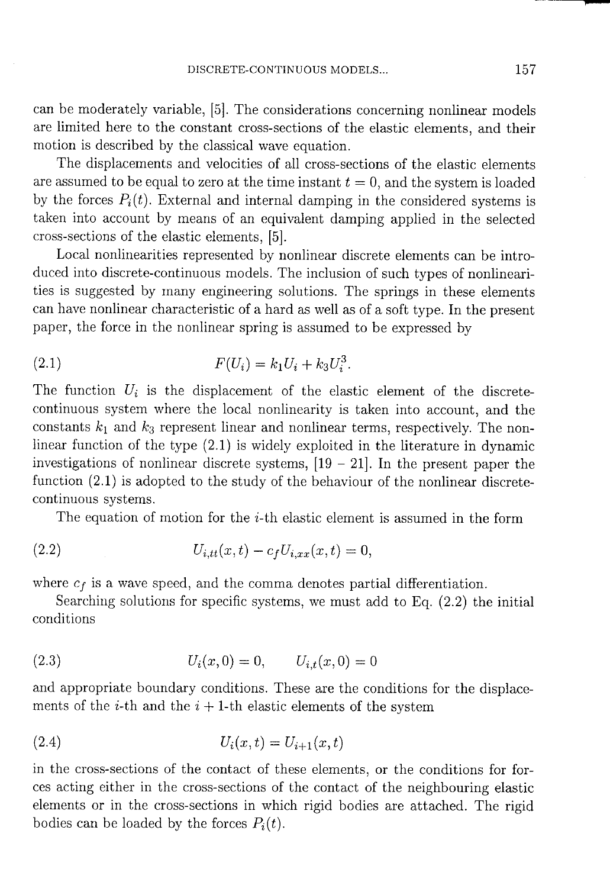can be moderately variable, [5]. The considerations concerning nonlinear models are limited here to the constant cross-sections of the elastic elements, and their motion is described by the classical wave equation.

The displacements and velocities of all cross-sections of the elastic elements are assumed to be equal to zero at the time instant $t = 0$, and the system is loaded by the forces $P_i(t)$. External and internal damping in the considered systems is taken into account by means of an equivalent damping applied in the selected cross-sections of the elastic elements, [5].

Local nonlinearities represented by nonlinear discrete elements can be introduced into discrete-continuous models. The inclusion of such types of nonlinearities is suggested by many engineering solutions. The springs in these elements can have nonlinear characteristic of a hard as well as of a soft type. In the present paper, the force in the nonlinear spring is assumed to be expressed by

$$F(U_i) = k_1 U_i + k_3 U_i^3. \tag{2.1}$$

The function $U_i$ is the displacement of the elastic element of the discrete-continuous system where the local nonlinearity is taken into account, and the constants $k_1$ and $k_3$ represent linear and nonlinear terms, respectively. The nonlinear function of the type (2.1) is widely exploited in the literature in dynamic investigations of nonlinear discrete systems, [19 – 21]. In the present paper the function (2.1) is adopted to the study of the behaviour of the nonlinear discrete-continuous systems.

The equation of motion for the $i$-th elastic element is assumed in the form

$$U_{i,tt}(x,t) - c_f U_{i,xx}(x,t) = 0, \tag{2.2}$$

where $c_f$ is a wave speed, and the comma denotes partial differentiation.

Searching solutions for specific systems, we must add to Eq. (2.2) the initial conditions

$$U_i(x,0) = 0, \qquad U_{i,t}(x,0) = 0 \tag{2.3}$$

and appropriate boundary conditions. These are the conditions for the displacements of the $i$-th and the $i+1$-th elastic elements of the system

$$U_i(x,t) = U_{i+1}(x,t) \tag{2.4}$$

in the cross-sections of the contact of these elements, or the conditions for forces acting either in the cross-sections of the contact of the neighbouring elastic elements or in the cross-sections in which rigid bodies are attached. The rigid bodies can be loaded by the forces $P_i(t)$.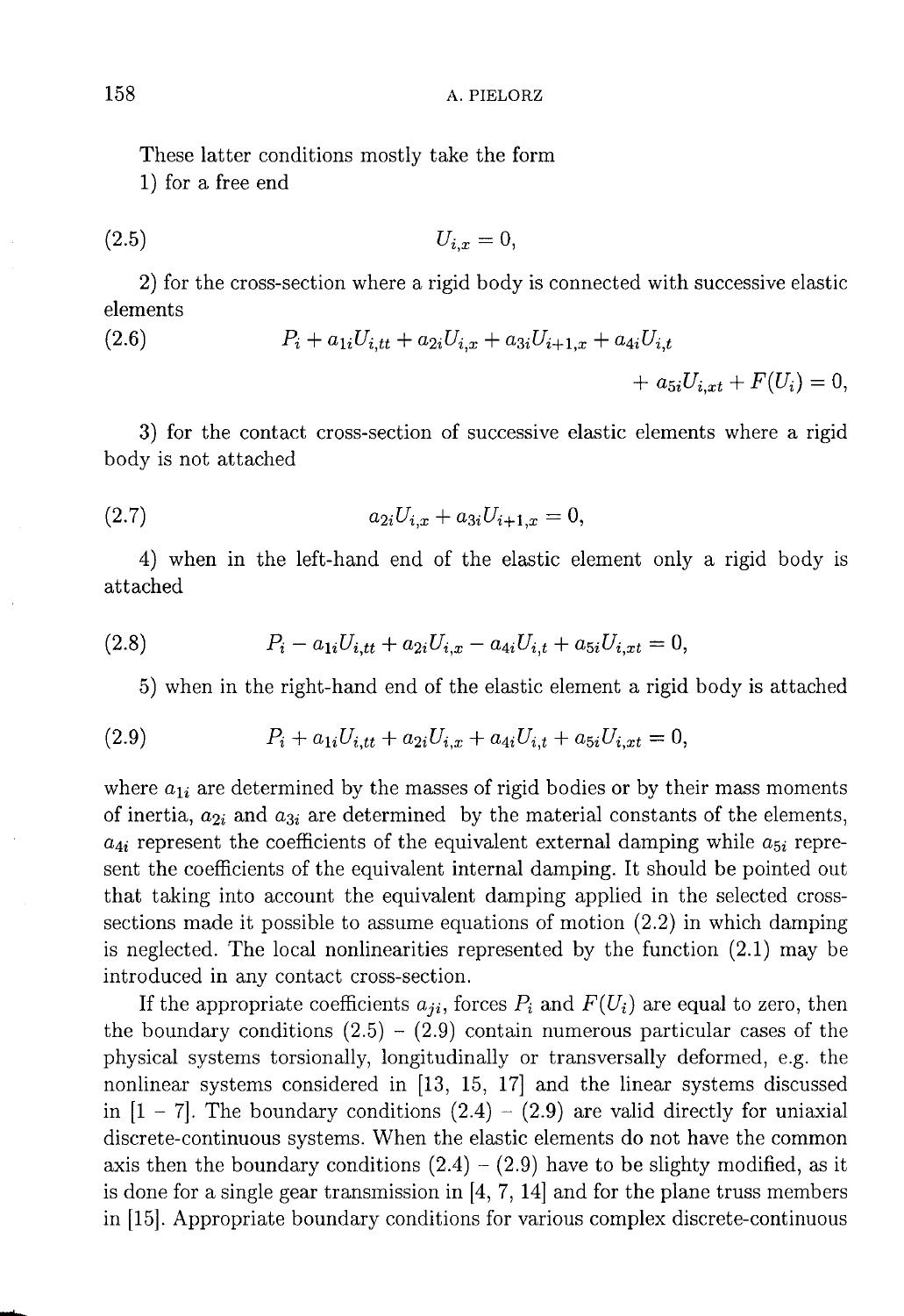These latter conditions mostly take the form

1) for a free end

$$U_{i,x} = 0, \tag{2.5}$$

2) for the cross-section where a rigid body is connected with successive elastic elements

$$P_i + a_{1i}U_{i,tt} + a_{2i}U_{i,x} + a_{3i}U_{i+1,x} + a_{4i}U_{i,t} + a_{5i}U_{i,xt} + F(U_i) = 0, \tag{2.6}$$

3) for the contact cross-section of successive elastic elements where a rigid body is not attached

$$a_{2i}U_{i,x} + a_{3i}U_{i+1,x} = 0, \tag{2.7}$$

4) when in the left-hand end of the elastic element only a rigid body is attached

$$P_i - a_{1i}U_{i,tt} + a_{2i}U_{i,x} - a_{4i}U_{i,t} + a_{5i}U_{i,xt} = 0, \tag{2.8}$$

5) when in the right-hand end of the elastic element a rigid body is attached

$$P_i + a_{1i}U_{i,tt} + a_{2i}U_{i,x} + a_{4i}U_{i,t} + a_{5i}U_{i,xt} = 0, \tag{2.9}$$

where $a_{1i}$ are determined by the masses of rigid bodies or by their mass moments of inertia, $a_{2i}$ and $a_{3i}$ are determined by the material constants of the elements, $a_{4i}$ represent the coefficients of the equivalent external damping while $a_{5i}$ represent the coefficients of the equivalent internal damping. It should be pointed out that taking into account the equivalent damping applied in the selected cross-sections made it possible to assume equations of motion (2.2) in which damping is neglected. The local nonlinearities represented by the function (2.1) may be introduced in any contact cross-section.

If the appropriate coefficients $a_{ji}$, forces $P_i$ and $F(U_i)$ are equal to zero, then the boundary conditions (2.5) – (2.9) contain numerous particular cases of the physical systems torsionally, longitudinally or transversally deformed, e.g. the nonlinear systems considered in [13, 15, 17] and the linear systems discussed in [1 – 7]. The boundary conditions (2.4) – (2.9) are valid directly for uniaxial discrete-continuous systems. When the elastic elements do not have the common axis then the boundary conditions (2.4) – (2.9) have to be slighty modified, as it is done for a single gear transmission in [4, 7, 14] and for the plane truss members in [15]. Appropriate boundary conditions for various complex discrete-continuous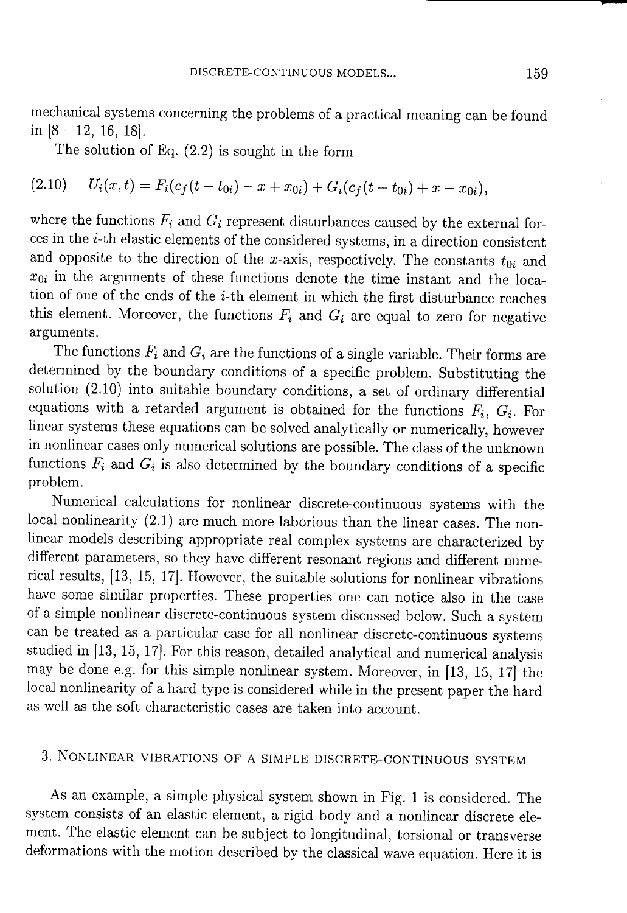mechanical systems concerning the problems of a practical meaning can be found in [8 – 12, 16, 18].

The solution of Eq. (2.2) is sought in the form

$$U_i(x,t) = F_i(c_f(t - t_{0i}) - x + x_{0i}) + G_i(c_f(t - t_{0i}) + x - x_{0i}), \tag{2.10}$$

where the functions $F_i$ and $G_i$ represent disturbances caused by the external forces in the $i$-th elastic elements of the considered systems, in a direction consistent and opposite to the direction of the $x$-axis, respectively. The constants $t_{0i}$ and $x_{0i}$ in the arguments of these functions denote the time instant and the location of one of the ends of the $i$-th element in which the first disturbance reaches this element. Moreover, the functions $F_i$ and $G_i$ are equal to zero for negative arguments.

The functions $F_i$ and $G_i$ are the functions of a single variable. Their forms are determined by the boundary conditions of a specific problem. Substituting the solution (2.10) into suitable boundary conditions, a set of ordinary differential equations with a retarded argument is obtained for the functions $F_i$, $G_i$. For linear systems these equations can be solved analytically or numerically, however in nonlinear cases only numerical solutions are possible. The class of the unknown functions $F_i$ and $G_i$ is also determined by the boundary conditions of a specific problem.

Numerical calculations for nonlinear discrete-continuous systems with the local nonlinearity (2.1) are much more laborious than the linear cases. The nonlinear models describing appropriate real complex systems are characterized by different parameters, so they have different resonant regions and different numerical results, [13, 15, 17]. However, the suitable solutions for nonlinear vibrations have some similar properties. These properties one can notice also in the case of a simple nonlinear discrete-continuous system discussed below. Such a system can be treated as a particular case for all nonlinear discrete-continuous systems studied in [13, 15, 17]. For this reason, detailed analytical and numerical analysis may be done e.g. for this simple nonlinear system. Moreover, in [13, 15, 17] the local nonlinearity of a hard type is considered while in the present paper the hard as well as the soft characteristic cases are taken into account.

## 3. Nonlinear vibrations of a simple discrete-continuous system

As an example, a simple physical system shown in Fig. 1 is considered. The system consists of an elastic element, a rigid body and a nonlinear discrete element. The elastic element can be subject to longitudinal, torsional or transverse deformations with the motion described by the classical wave equation. Here it is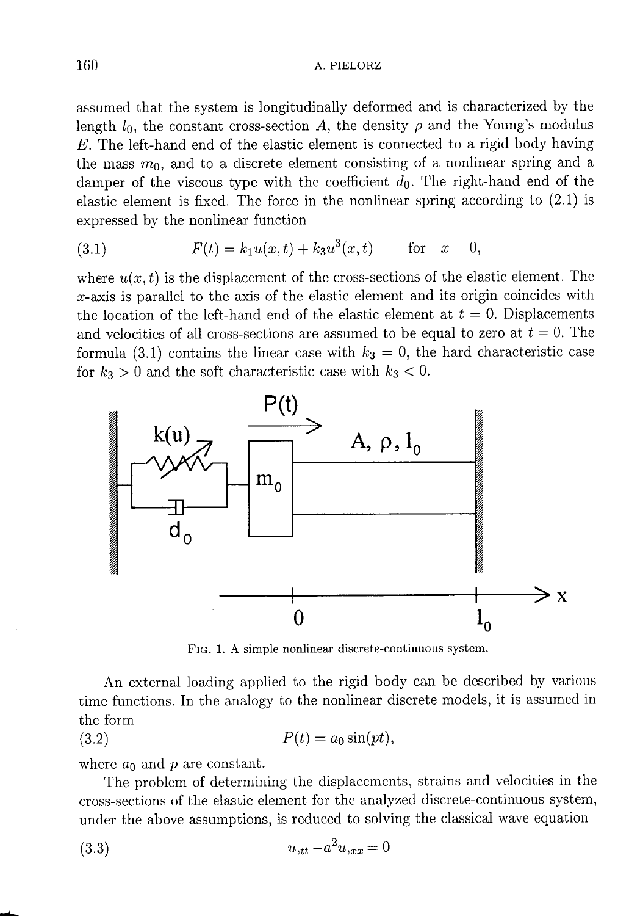assumed that the system is longitudinally deformed and is characterized by the length $l_0$, the constant cross-section $A$, the density $\rho$ and the Young's modulus $E$. The left-hand end of the elastic element is connected to a rigid body having the mass $m_0$, and to a discrete element consisting of a nonlinear spring and a damper of the viscous type with the coefficient $d_0$. The right-hand end of the elastic element is fixed. The force in the nonlinear spring according to (2.1) is expressed by the nonlinear function

$$F(t) = k_1 u(x,t) + k_3 u^3(x,t) \qquad \text{for} \quad x = 0, \tag{3.1}$$

where $u(x,t)$ is the displacement of the cross-sections of the elastic element. The $x$-axis is parallel to the axis of the elastic element and its origin coincides with the location of the left-hand end of the elastic element at $t = 0$. Displacements and velocities of all cross-sections are assumed to be equal to zero at $t = 0$. The formula (3.1) contains the linear case with $k_3 = 0$, the hard characteristic case for $k_3 > 0$ and the soft characteristic case with $k_3 < 0$.

FIG. 1. A simple nonlinear discrete-continuous system.

An external loading applied to the rigid body can be described by various time functions. In the analogy to the nonlinear discrete models, it is assumed in the form

$$P(t) = a_0 \sin(pt), \tag{3.2}$$

where $a_0$ and $p$ are constant.

The problem of determining the displacements, strains and velocities in the cross-sections of the elastic element for the analyzed discrete-continuous system, under the above assumptions, is reduced to solving the classical wave equation

$$u_{,tt} - a^2 u_{,xx} = 0 \tag{3.3}$$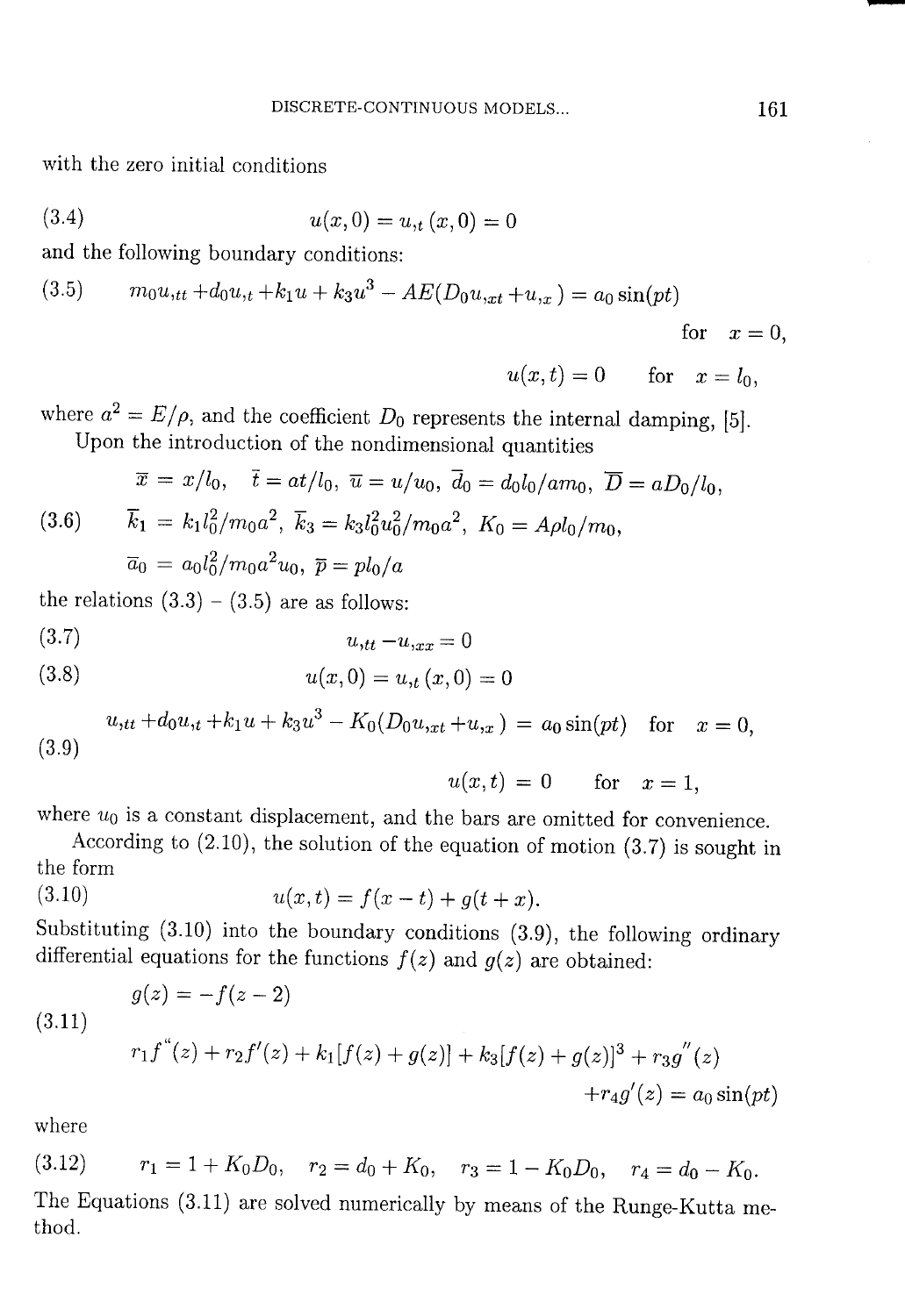with the zero initial conditions

$$u(x,0) = u_{,t}(x,0) = 0 \tag{3.4}$$

and the following boundary conditions:

$$m_0 u_{,tt} + d_0 u_{,t} + k_1 u + k_3 u^3 - AE(D_0 u_{,xt} + u_{,x}) = a_0 \sin(pt) \quad \text{for} \quad x = 0, \tag{3.5}$$

$$u(x,t) = 0 \quad \text{for} \quad x = l_0,$$

where $a^2 = E/\rho$, and the coefficient $D_0$ represents the internal damping, [5].

Upon the introduction of the nondimensional quantities

$$\overline{x} = x/l_0, \quad \overline{t} = at/l_0, \quad \overline{u} = u/u_0, \quad \overline{d}_0 = d_0 l_0/a m_0, \quad \overline{D} = a D_0/l_0,$$

$$\overline{k}_1 = k_1 l_0^2/m_0 a^2, \quad \overline{k}_3 = k_3 l_0^2 u_0^2/m_0 a^2, \quad K_0 = A\rho l_0/m_0, \tag{3.6}$$

$$\overline{a}_0 = a_0 l_0^2/m_0 a^2 u_0, \quad \overline{p} = p l_0/a$$

the relations (3.3) - (3.5) are as follows:

$$u_{,tt} - u_{,xx} = 0 \tag{3.7}$$

$$u(x,0) = u_{,t}(x,0) = 0 \tag{3.8}$$

$$u_{,tt} + d_0 u_{,t} + k_1 u + k_3 u^3 - K_0(D_0 u_{,xt} + u_{,x}) = a_0 \sin(pt) \quad \text{for} \quad x = 0, \tag{3.9}$$

$$u(x,t) = 0 \quad \text{for} \quad x = 1,$$

where $u_0$ is a constant displacement, and the bars are omitted for convenience.

According to (2.10), the solution of the equation of motion (3.7) is sought in the form

$$u(x,t) = f(x-t) + g(t+x). \tag{3.10}$$

Substituting (3.10) into the boundary conditions (3.9), the following ordinary differential equations for the functions $f(z)$ and $g(z)$ are obtained:

$$g(z) = -f(z-2) \tag{3.11}$$

$$r_1 f''(z) + r_2 f'(z) + k_1[f(z) + g(z)] + k_3[f(z) + g(z)]^3 + r_3 g''(z) + r_4 g'(z) = a_0 \sin(pt)$$

where

$$r_1 = 1 + K_0 D_0, \quad r_2 = d_0 + K_0, \quad r_3 = 1 - K_0 D_0, \quad r_4 = d_0 - K_0. \tag{3.12}$$

The Equations (3.11) are solved numerically by means of the Runge-Kutta method.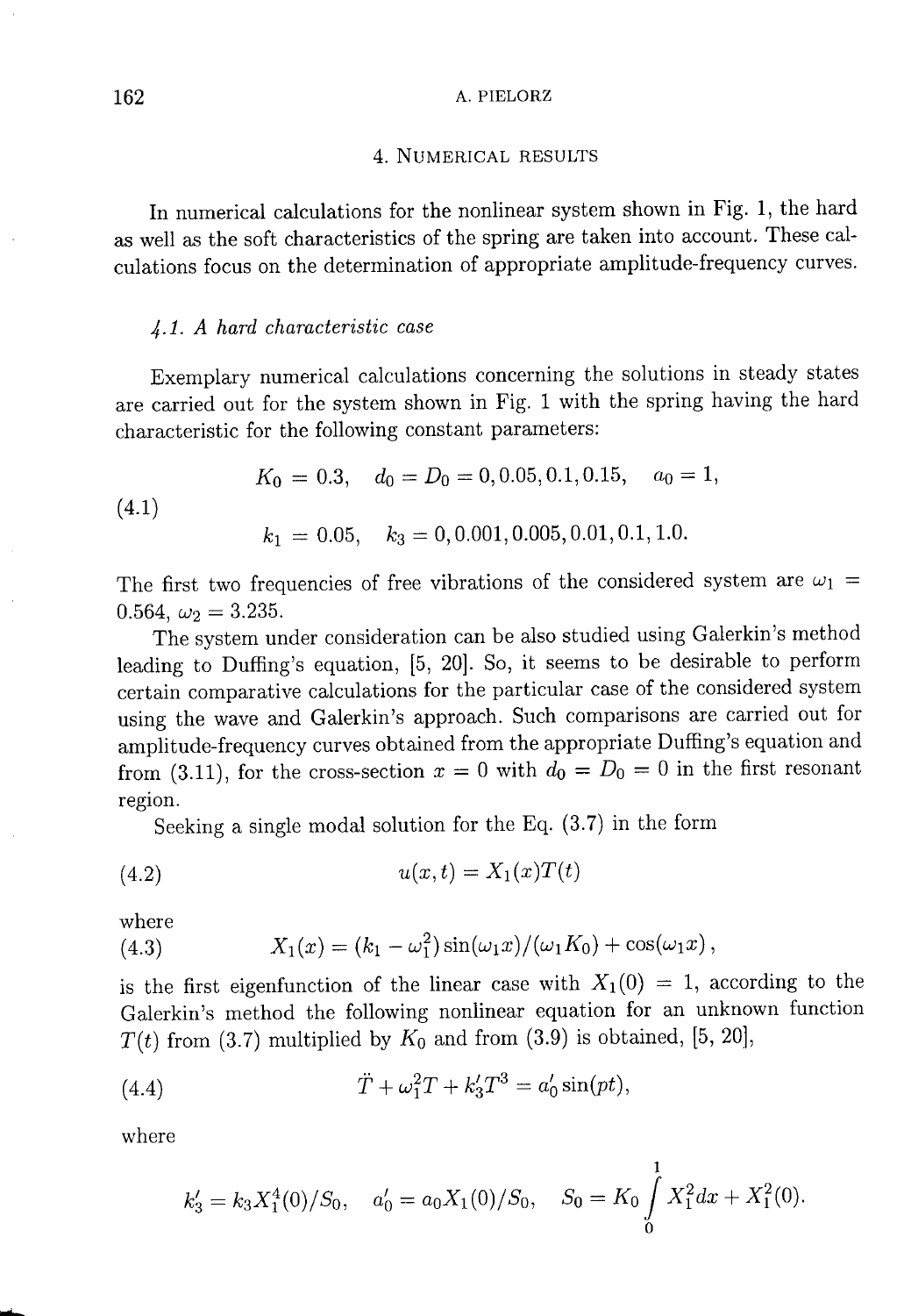## 4. Numerical results

In numerical calculations for the nonlinear system shown in Fig. 1, the hard as well as the soft characteristics of the spring are taken into account. These calculations focus on the determination of appropriate amplitude-frequency curves.

### 4.1. A hard characteristic case

Exemplary numerical calculations concerning the solutions in steady states are carried out for the system shown in Fig. 1 with the spring having the hard characteristic for the following constant parameters:

$$
\begin{aligned}
&K_0 = 0.3, \quad d_0 = D_0 = 0, 0.05, 0.1, 0.15, \quad a_0 = 1, \\
&k_1 = 0.05, \quad k_3 = 0, 0.001, 0.005, 0.01, 0.1, 1.0.
\end{aligned}
\tag{4.1}
$$

The first two frequencies of free vibrations of the considered system are $\omega_1 = 0.564$, $\omega_2 = 3.235$.

The system under consideration can be also studied using Galerkin's method leading to Duffing's equation, [5, 20]. So, it seems to be desirable to perform certain comparative calculations for the particular case of the considered system using the wave and Galerkin's approach. Such comparisons are carried out for amplitude-frequency curves obtained from the appropriate Duffing's equation and from (3.11), for the cross-section $x = 0$ with $d_0 = D_0 = 0$ in the first resonant region.

Seeking a single modal solution for the Eq. (3.7) in the form

$$
u(x,t) = X_1(x)T(t)
\tag{4.2}
$$

where

$$
X_1(x) = (k_1 - \omega_1^2)\sin(\omega_1 x)/(\omega_1 K_0) + \cos(\omega_1 x),
\tag{4.3}
$$

is the first eigenfunction of the linear case with $X_1(0) = 1$, according to the Galerkin's method the following nonlinear equation for an unknown function $T(t)$ from (3.7) multiplied by $K_0$ and from (3.9) is obtained, [5, 20],

$$
\ddot{T} + \omega_1^2 T + k_3' T^3 = a_0' \sin(pt),
\tag{4.4}
$$

where

$$
k_3' = k_3 X_1^4(0)/S_0, \quad a_0' = a_0 X_1(0)/S_0, \quad S_0 = K_0 \int_0^1 X_1^2 dx + X_1^2(0).
$$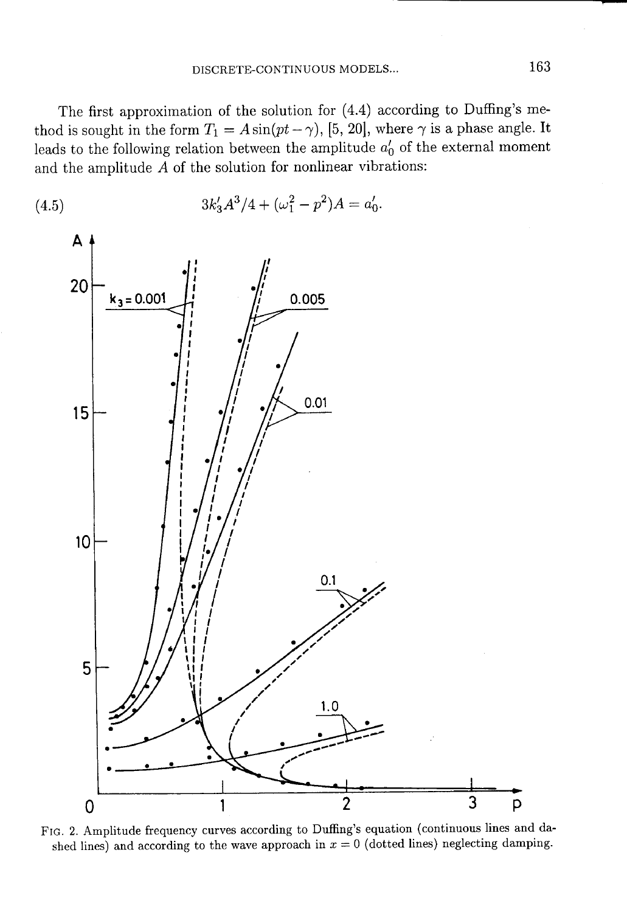The first approximation of the solution for (4.4) according to Duffing's method is sought in the form $T_1 = A\sin(pt - \gamma)$, [5, 20], where $\gamma$ is a phase angle. It leads to the following relation between the amplitude $a_0'$ of the external moment and the amplitude $A$ of the solution for nonlinear vibrations:

$$3k_3'A^3/4 + (\omega_1^2 - p^2)A = a_0'. \tag{4.5}$$

FIG. 2. Amplitude frequency curves according to Duffing's equation (continuous lines and dashed lines) and according to the wave approach in $x = 0$ (dotted lines) neglecting damping.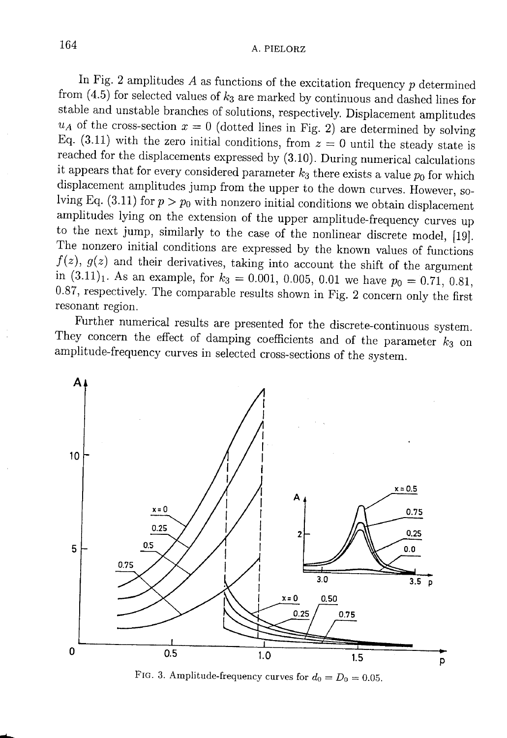In Fig. 2 amplitudes $A$ as functions of the excitation frequency $p$ determined from (4.5) for selected values of $k_3$ are marked by continuous and dashed lines for stable and unstable branches of solutions, respectively. Displacement amplitudes $u_A$ of the cross-section $x = 0$ (dotted lines in Fig. 2) are determined by solving Eq. (3.11) with the zero initial conditions, from $z = 0$ until the steady state is reached for the displacements expressed by (3.10). During numerical calculations it appears that for every considered parameter $k_3$ there exists a value $p_0$ for which displacement amplitudes jump from the upper to the down curves. However, solving Eq. (3.11) for $p > p_0$ with nonzero initial conditions we obtain displacement amplitudes lying on the extension of the upper amplitude-frequency curves up to the next jump, similarly to the case of the nonlinear discrete model, [19]. The nonzero initial conditions are expressed by the known values of functions $f(z)$, $g(z)$ and their derivatives, taking into account the shift of the argument in $(3.11)_1$. As an example, for $k_3 = 0.001$, 0.005, 0.01 we have $p_0 = 0.71$, 0.81, 0.87, respectively. The comparable results shown in Fig. 2 concern only the first resonant region.

Further numerical results are presented for the discrete-continuous system. They concern the effect of damping coefficients and of the parameter $k_3$ on amplitude-frequency curves in selected cross-sections of the system.

FIG. 3. Amplitude-frequency curves for $d_0 = D_0 = 0.05$.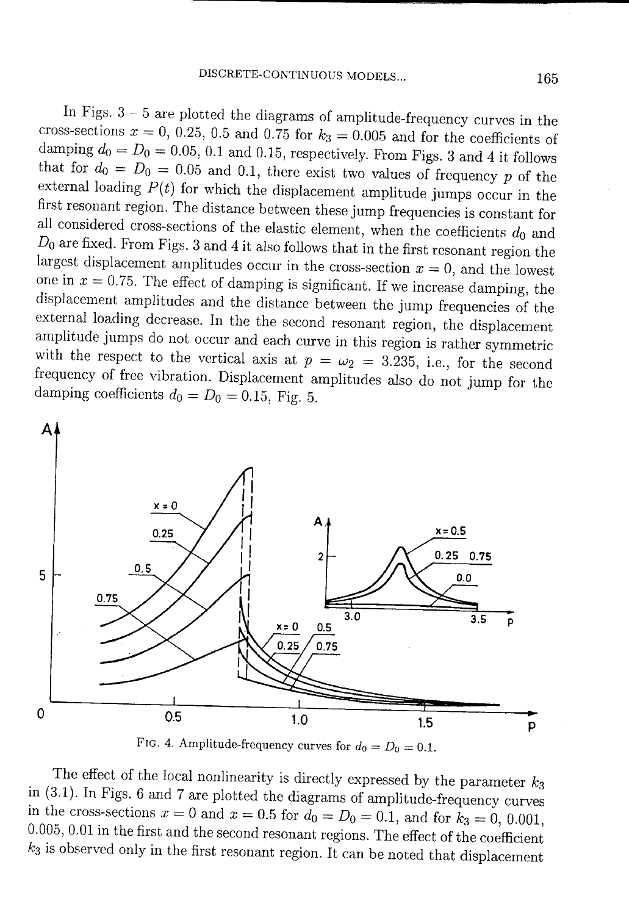In Figs. 3 – 5 are plotted the diagrams of amplitude-frequency curves in the cross-sections $x = 0$, $0.25$, $0.5$ and $0.75$ for $k_3 = 0.005$ and for the coefficients of damping $d_0 = D_0 = 0.05$, $0.1$ and $0.15$, respectively. From Figs. 3 and 4 it follows that for $d_0 = D_0 = 0.05$ and $0.1$, there exist two values of frequency $p$ of the external loading $P(t)$ for which the displacement amplitude jumps occur in the first resonant region. The distance between these jump frequencies is constant for all considered cross-sections of the elastic element, when the coefficients $d_0$ and $D_0$ are fixed. From Figs. 3 and 4 it also follows that in the first resonant region the largest displacement amplitudes occur in the cross-section $x = 0$, and the lowest one in $x = 0.75$. The effect of damping is significant. If we increase damping, the displacement amplitudes and the distance between the jump frequencies of the external loading decrease. In the the second resonant region, the displacement amplitude jumps do not occur and each curve in this region is rather symmetric with the respect to the vertical axis at $p = \omega_2 = 3.235$, i.e., for the second frequency of free vibration. Displacement amplitudes also do not jump for the damping coefficients $d_0 = D_0 = 0.15$, Fig. 5.

FIG. 4. Amplitude-frequency curves for $d_0 = D_0 = 0.1$.

The effect of the local nonlinearity is directly expressed by the parameter $k_3$ in (3.1). In Figs. 6 and 7 are plotted the diagrams of amplitude-frequency curves in the cross-sections $x = 0$ and $x = 0.5$ for $d_0 = D_0 = 0.1$, and for $k_3 = 0$, $0.001$, $0.005$, $0.01$ in the first and the second resonant regions. The effect of the coefficient $k_3$ is observed only in the first resonant region. It can be noted that displacement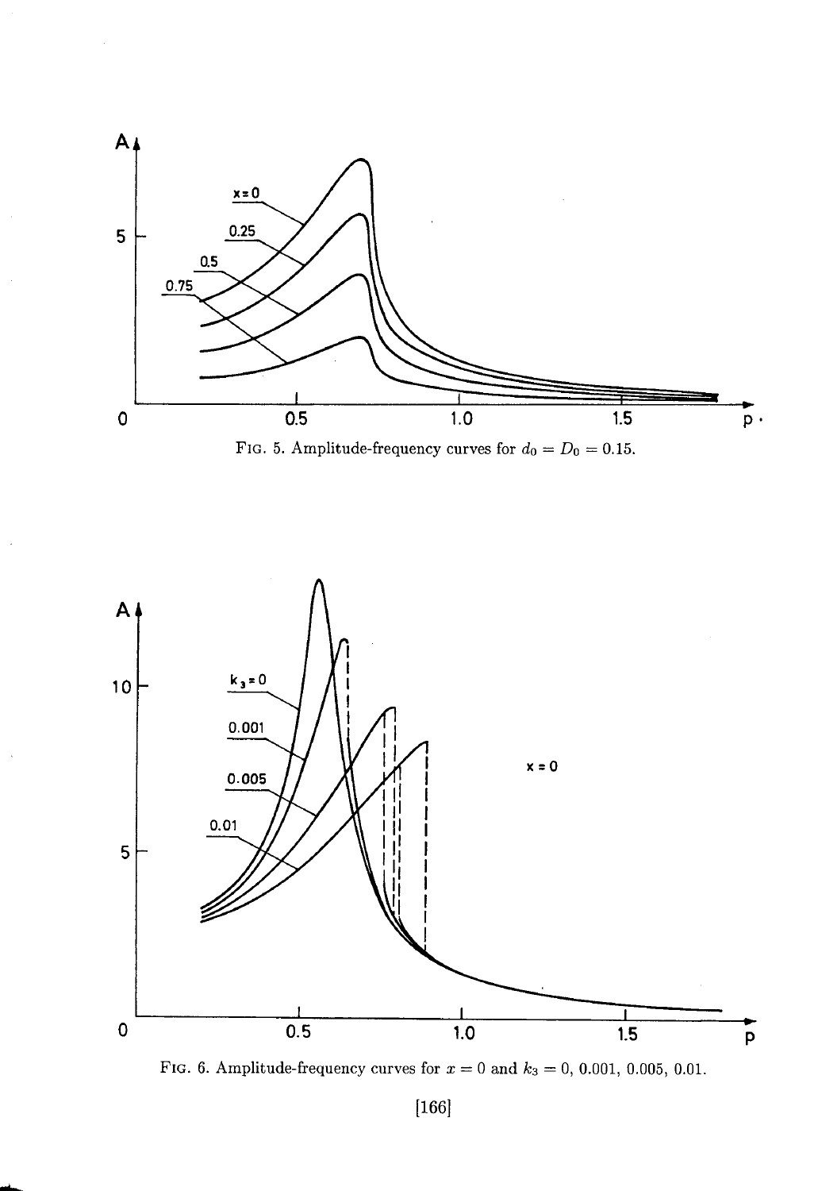FIG. 5. Amplitude-frequency curves for $d_0 = D_0 = 0.15$.

FIG. 6. Amplitude-frequency curves for $x = 0$ and $k_3 = 0, 0.001, 0.005, 0.01$.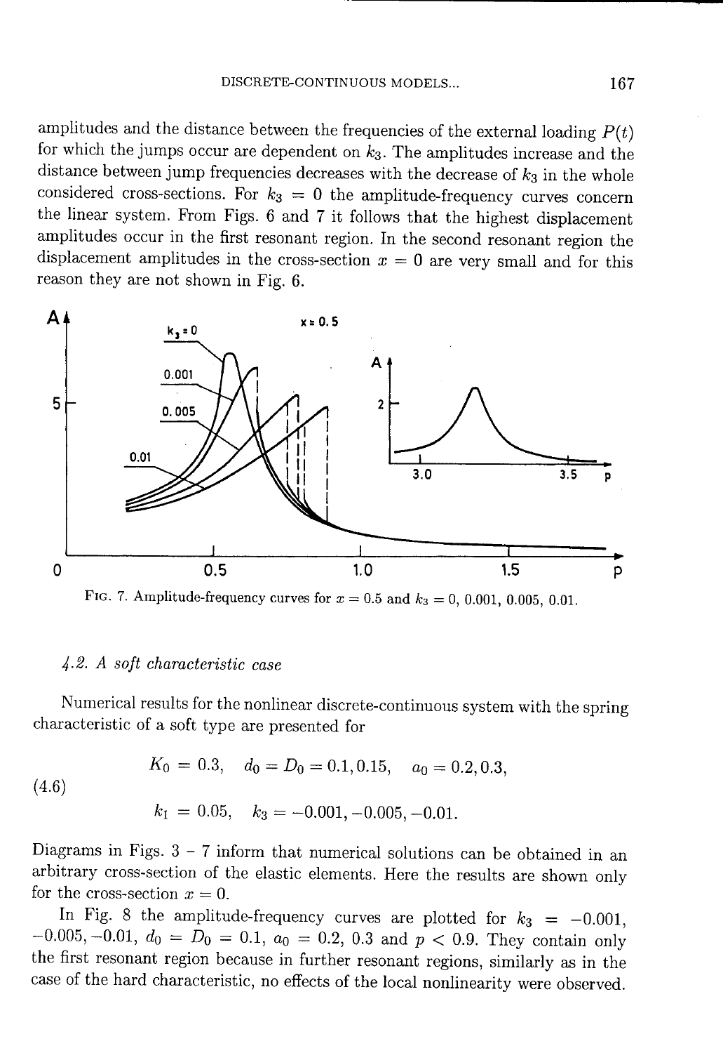amplitudes and the distance between the frequencies of the external loading $P(t)$ for which the jumps occur are dependent on $k_3$. The amplitudes increase and the distance between jump frequencies decreases with the decrease of $k_3$ in the whole considered cross-sections. For $k_3 = 0$ the amplitude-frequency curves concern the linear system. From Figs. 6 and 7 it follows that the highest displacement amplitudes occur in the first resonant region. In the second resonant region the displacement amplitudes in the cross-section $x = 0$ are very small and for this reason they are not shown in Fig. 6.

FIG. 7. Amplitude-frequency curves for $x = 0.5$ and $k_3 = 0$, 0.001, 0.005, 0.01.

### 4.2. *A soft characteristic case*

Numerical results for the nonlinear discrete-continuous system with the spring characteristic of a soft type are presented for

$$\begin{aligned} K_0 &= 0.3, \quad d_0 = D_0 = 0.1, 0.15, \quad a_0 = 0.2, 0.3, \\ k_1 &= 0.05, \quad k_3 = -0.001, -0.005, -0.01. \end{aligned} \tag{4.6}$$

Diagrams in Figs. 3 – 7 inform that numerical solutions can be obtained in an arbitrary cross-section of the elastic elements. Here the results are shown only for the cross-section $x = 0$.

In Fig. 8 the amplitude-frequency curves are plotted for $k_3 = -0.001$, $-0.005, -0.01$, $d_0 = D_0 = 0.1$, $a_0 = 0.2$, 0.3 and $p < 0.9$. They contain only the first resonant region because in further resonant regions, similarly as in the case of the hard characteristic, no effects of the local nonlinearity were observed.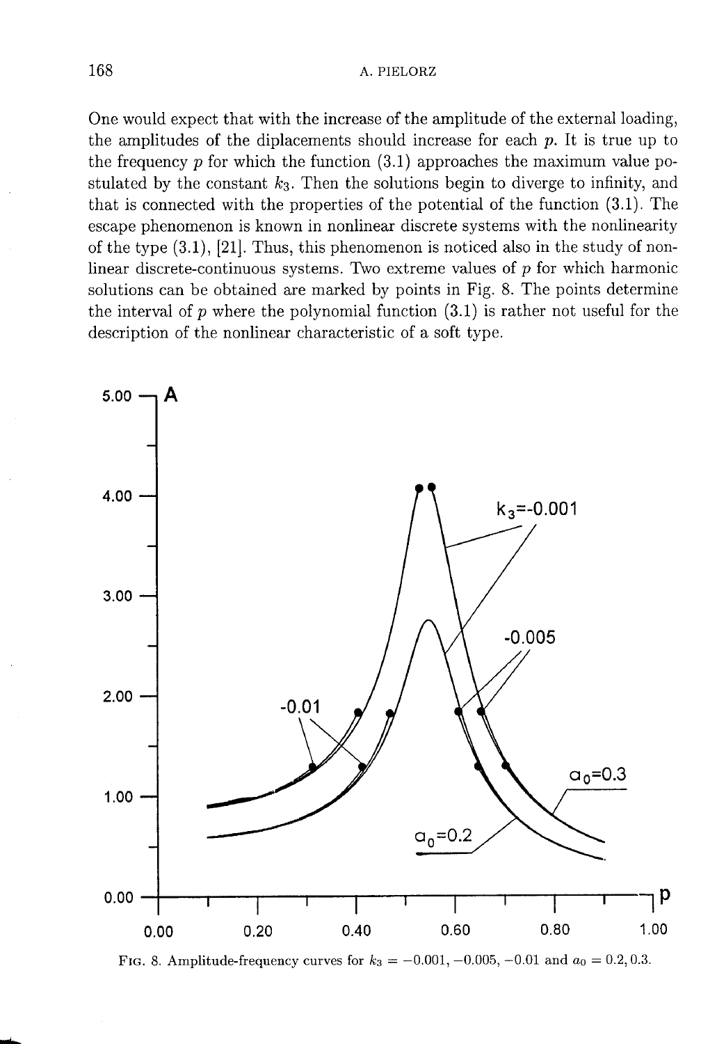One would expect that with the increase of the amplitude of the external loading, the amplitudes of the diplacements should increase for each $p$. It is true up to the frequency $p$ for which the function (3.1) approaches the maximum value postulated by the constant $k_3$. Then the solutions begin to diverge to infinity, and that is connected with the properties of the potential of the function (3.1). The escape phenomenon is known in nonlinear discrete systems with the nonlinearity of the type (3.1), [21]. Thus, this phenomenon is noticed also in the study of nonlinear discrete-continuous systems. Two extreme values of $p$ for which harmonic solutions can be obtained are marked by points in Fig. 8. The points determine the interval of $p$ where the polynomial function (3.1) is rather not useful for the description of the nonlinear characteristic of a soft type.

FIG. 8. Amplitude-frequency curves for $k_3 = -0.001, -0.005, -0.01$ and $a_0 = 0.2, 0.3$.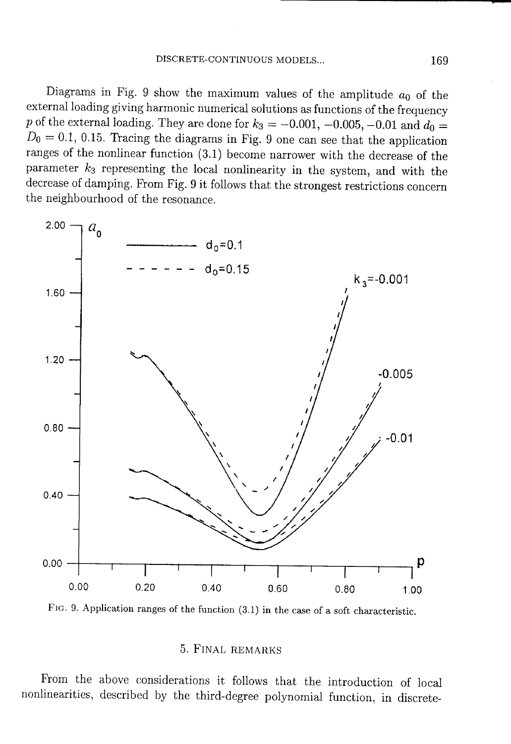Diagrams in Fig. 9 show the maximum values of the amplitude $a_0$ of the external loading giving harmonic numerical solutions as functions of the frequency $p$ of the external loading. They are done for $k_3 = -0.001, -0.005, -0.01$ and $d_0 = D_0 = 0.1, 0.15$. Tracing the diagrams in Fig. 9 one can see that the application ranges of the nonlinear function (3.1) become narrower with the decrease of the parameter $k_3$ representing the local nonlinearity in the system, and with the decrease of damping. From Fig. 9 it follows that the strongest restrictions concern the neighbourhood of the resonance.

FIG. 9. Application ranges of the function (3.1) in the case of a soft characteristic.

## 5. Final remarks

From the above considerations it follows that the introduction of local nonlinearities, described by the third-degree polynomial function, in discrete-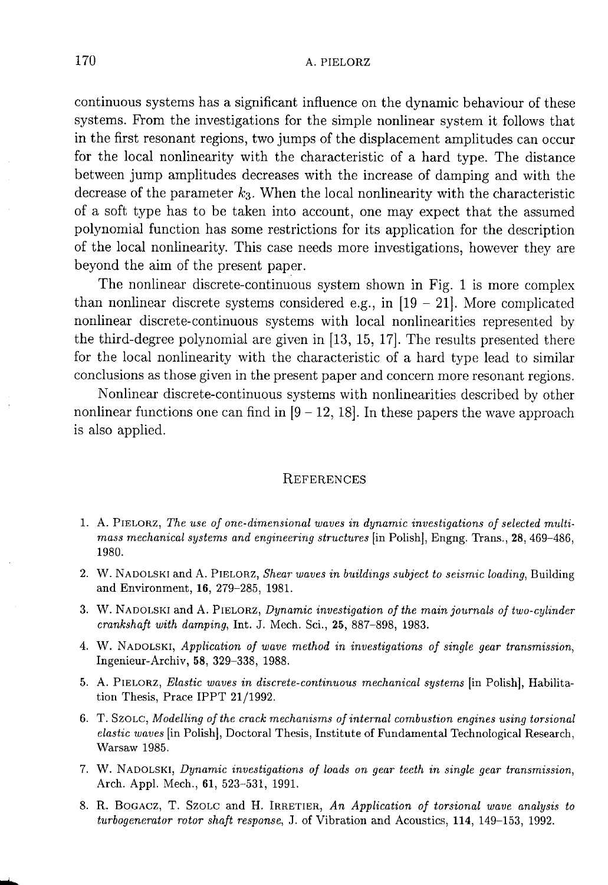continuous systems has a significant influence on the dynamic behaviour of these systems. From the investigations for the simple nonlinear system it follows that in the first resonant regions, two jumps of the displacement amplitudes can occur for the local nonlinearity with the characteristic of a hard type. The distance between jump amplitudes decreases with the increase of damping and with the decrease of the parameter $k_3$. When the local nonlinearity with the characteristic of a soft type has to be taken into account, one may expect that the assumed polynomial function has some restrictions for its application for the description of the local nonlinearity. This case needs more investigations, however they are beyond the aim of the present paper.

The nonlinear discrete-continuous system shown in Fig. 1 is more complex than nonlinear discrete systems considered e.g., in [19 – 21]. More complicated nonlinear discrete-continuous systems with local nonlinearities represented by the third-degree polynomial are given in [13, 15, 17]. The results presented there for the local nonlinearity with the characteristic of a hard type lead to similar conclusions as those given in the present paper and concern more resonant regions.

Nonlinear discrete-continuous systems with nonlinearities described by other nonlinear functions one can find in [9 – 12, 18]. In these papers the wave approach is also applied.

## References

1. A. Pielorz, *The use of one-dimensional waves in dynamic investigations of selected multi-mass mechanical systems and engineering structures* [in Polish], Engng. Trans., **28**, 469–486, 1980.
2. W. Nadolski and A. Pielorz, *Shear waves in buildings subject to seismic loading*, Building and Environment, **16**, 279–285, 1981.
3. W. Nadolski and A. Pielorz, *Dynamic investigation of the main journals of two-cylinder crankshaft with damping*, Int. J. Mech. Sci., **25**, 887–898, 1983.
4. W. Nadolski, *Application of wave method in investigations of single gear transmission*, Ingenieur-Archiv, **58**, 329–338, 1988.
5. A. Pielorz, *Elastic waves in discrete-continuous mechanical systems* [in Polish], Habilitation Thesis, Prace IPPT 21/1992.
6. T. Szolc, *Modelling of the crack mechanisms of internal combustion engines using torsional elastic waves* [in Polish], Doctoral Thesis, Institute of Fundamental Technological Research, Warsaw 1985.
7. W. Nadolski, *Dynamic investigations of loads on gear teeth in single gear transmission*, Arch. Appl. Mech., **61**, 523–531, 1991.
8. R. Bogacz, T. Szolc and H. Irretier, *An Application of torsional wave analysis to turbogenerator rotor shaft response*, J. of Vibration and Acoustics, **114**, 149–153, 1992.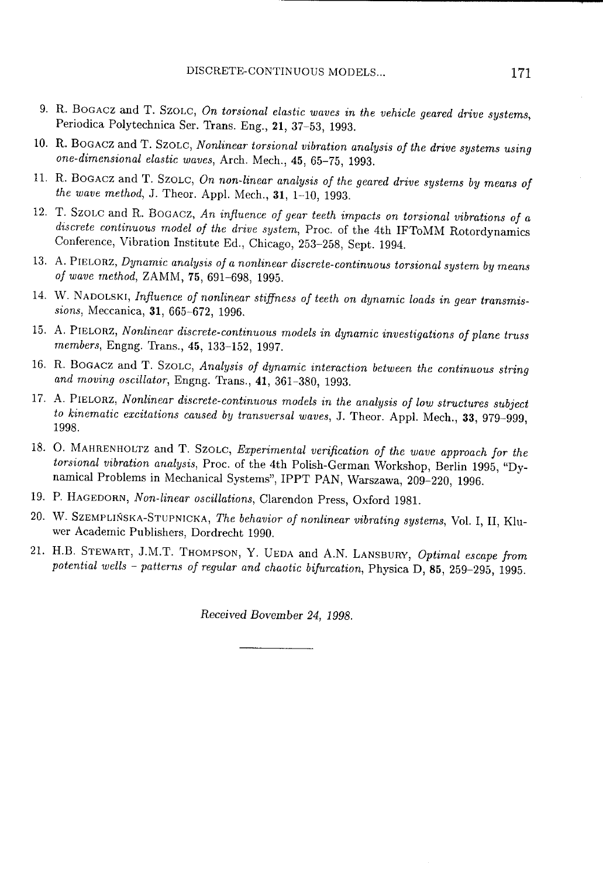9. R. Bogacz and T. Szolc, *On torsional elastic waves in the vehicle geared drive systems*, Periodica Polytechnica Ser. Trans. Eng., **21**, 37–53, 1993.
10. R. Bogacz and T. Szolc, *Nonlinear torsional vibration analysis of the drive systems using one-dimensional elastic waves*, Arch. Mech., **45**, 65–75, 1993.
11. R. Bogacz and T. Szolc, *On non-linear analysis of the geared drive systems by means of the wave method*, J. Theor. Appl. Mech., **31**, 1–10, 1993.
12. T. Szolc and R. Bogacz, *An influence of gear teeth impacts on torsional vibrations of a discrete continuous model of the drive system*, Proc. of the 4th IFToMM Rotordynamics Conference, Vibration Institute Ed., Chicago, 253–258, Sept. 1994.
13. A. Pielorz, *Dynamic analysis of a nonlinear discrete-continuous torsional system by means of wave method*, ZAMM, **75**, 691–698, 1995.
14. W. Nadolski, *Influence of nonlinear stiffness of teeth on dynamic loads in gear transmissions*, Meccanica, **31**, 665–672, 1996.
15. A. Pielorz, *Nonlinear discrete-continuous models in dynamic investigations of plane truss members*, Engng. Trans., **45**, 133–152, 1997.
16. R. Bogacz and T. Szolc, *Analysis of dynamic interaction between the continuous string and moving oscillator*, Engng. Trans., **41**, 361–380, 1993.
17. A. Pielorz, *Nonlinear discrete-continuous models in the analysis of low structures subject to kinematic excitations caused by transversal waves*, J. Theor. Appl. Mech., **33**, 979–999, 1998.
18. O. Mahrenholtz and T. Szolc, *Experimental verification of the wave approach for the torsional vibration analysis*, Proc. of the 4th Polish-German Workshop, Berlin 1995, "Dynamical Problems in Mechanical Systems", IPPT PAN, Warszawa, 209–220, 1996.
19. P. Hagedorn, *Non-linear oscillations*, Clarendon Press, Oxford 1981.
20. W. Szemplińska-Stupnicka, *The behavior of nonlinear vibrating systems*, Vol. I, II, Kluwer Academic Publishers, Dordrecht 1990.
21. H.B. Stewart, J.M.T. Thompson, Y. Ueda and A.N. Lansbury, *Optimal escape from potential wells – patterns of regular and chaotic bifurcation*, Physica D, **85**, 259–295, 1995.

*Received Bovember 24, 1998.*